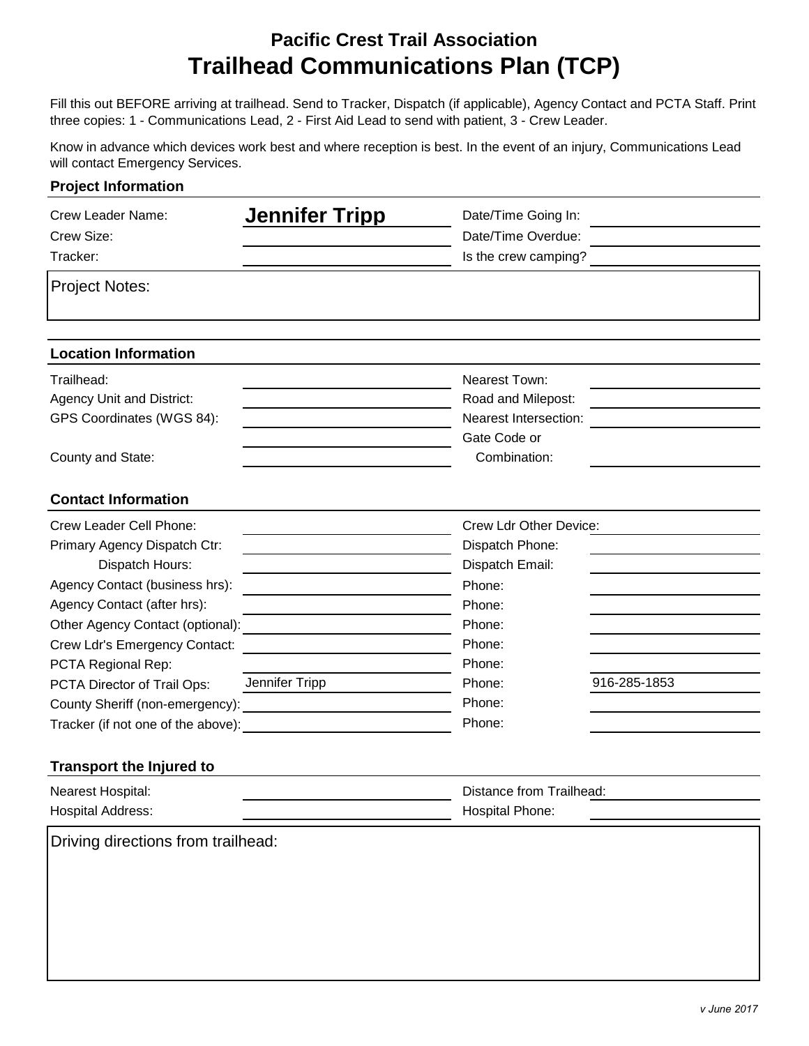# Pacific Crest Trail Association

# Trailhead Communications Plan (TCP)

Fill this out BEFORE arriving at trailhead. Send to Tracker, Dispatch (if applicable), Agency Contact and PCTA Staff. Print three copies: 1 - Communications Lead, 2 - First Aid Lead to send with patient, 3 - Crew Leader.

Know in advance which devices work best and where reception is best. In the event of an injury, Communications Lead will contact Emergency Services.

## Project Information

| | | | |
|---|---|---|---|
| Crew Leader Name: | **Jennifer Tripp** | Date/Time Going In: | |
| Crew Size: | | Date/Time Overdue: | |
| Tracker: | | Is the crew camping? | |

Project Notes:

## Location Information

| | | | |
|---|---|---|---|
| Trailhead: | | Nearest Town: | |
| Agency Unit and District: | | Road and Milepost: | |
| GPS Coordinates (WGS 84): | | Nearest Intersection: | |
| County and State: | | Gate Code or Combination: | |

## Contact Information

| | | | |
|---|---|---|---|
| Crew Leader Cell Phone: | | Crew Ldr Other Device: | |
| Primary Agency Dispatch Ctr: | | Dispatch Phone: | |
| Dispatch Hours: | | Dispatch Email: | |
| Agency Contact (business hrs): | | Phone: | |
| Agency Contact (after hrs): | | Phone: | |
| Other Agency Contact (optional): | | Phone: | |
| Crew Ldr's Emergency Contact: | | Phone: | |
| PCTA Regional Rep: | | Phone: | |
| PCTA Director of Trail Ops: | Jennifer Tripp | Phone: | 916-285-1853 |
| County Sheriff (non-emergency): | | Phone: | |
| Tracker (if not one of the above): | | Phone: | |

## Transport the Injured to

| | | | |
|---|---|---|---|
| Nearest Hospital: | | Distance from Trailhead: | |
| Hospital Address: | | Hospital Phone: | |

Driving directions from trailhead:

*v June 2017*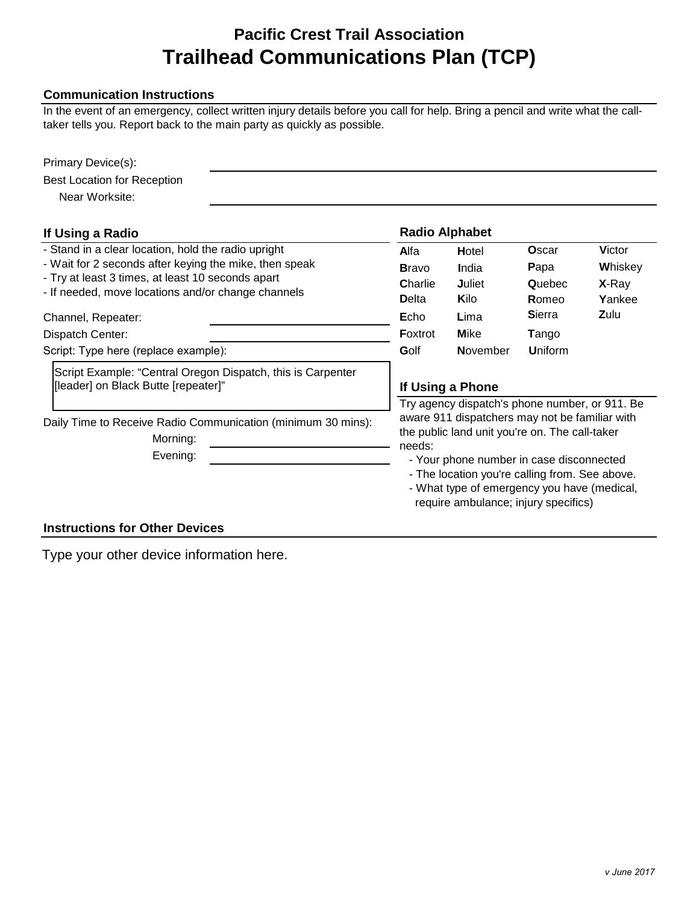## Pacific Crest Trail Association
# Trailhead Communications Plan (TCP)

### Communication Instructions

In the event of an emergency, collect written injury details before you call for help. Bring a pencil and write what the call-taker tells you. Report back to the main party as quickly as possible.

Primary Device(s): ______________________

Best Location for Reception Near Worksite: ______________________

### If Using a Radio

- Stand in a clear location, hold the radio upright
- Wait for 2 seconds after keying the mike, then speak
- Try at least 3 times, at least 10 seconds apart
- If needed, move locations and/or change channels

Channel, Repeater: ______________________

Dispatch Center: ______________________

Script: Type here (replace example):

Script Example: "Central Oregon Dispatch, this is Carpenter [leader] on Black Butte [repeater]"

Daily Time to Receive Radio Communication (minimum 30 mins):

Morning: ______________________

Evening: ______________________

### Radio Alphabet

| | | | |
|---|---|---|---|
| **A**lfa | **H**otel | **O**scar | **V**ictor |
| **B**ravo | **I**ndia | **P**apa | **W**hiskey |
| **C**harlie | **J**uliet | **Q**uebec | **X**-Ray |
| **D**elta | **K**ilo | **R**omeo | **Y**ankee |
| **E**cho | **L**ima | **S**ierra | **Z**ulu |
| **F**oxtrot | **M**ike | **T**ango | |
| **G**olf | **N**ovember | **U**niform | |

### If Using a Phone

Try agency dispatch's phone number, or 911. Be aware 911 dispatchers may not be familiar with the public land unit you're on. The call-taker needs:

- Your phone number in case disconnected
- The location you're calling from. See above.
- What type of emergency you have (medical, require ambulance; injury specifics)

### Instructions for Other Devices

Type your other device information here.

*v June 2017*